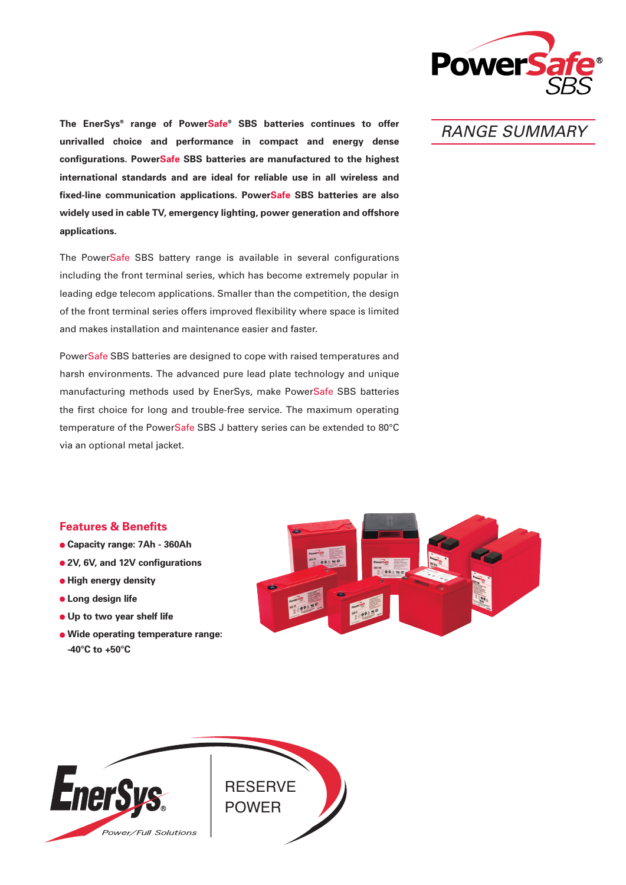# PowerSafe® SBS

## RANGE SUMMARY

**The EnerSys® range of PowerSafe® SBS batteries continues to offer unrivalled choice and performance in compact and energy dense configurations. PowerSafe SBS batteries are manufactured to the highest international standards and are ideal for reliable use in all wireless and fixed-line communication applications. PowerSafe SBS batteries are also widely used in cable TV, emergency lighting, power generation and offshore applications.**

The PowerSafe SBS battery range is available in several configurations including the front terminal series, which has become extremely popular in leading edge telecom applications. Smaller than the competition, the design of the front terminal series offers improved flexibility where space is limited and makes installation and maintenance easier and faster.

PowerSafe SBS batteries are designed to cope with raised temperatures and harsh environments. The advanced pure lead plate technology and unique manufacturing methods used by EnerSys, make PowerSafe SBS batteries the first choice for long and trouble-free service. The maximum operating temperature of the PowerSafe SBS J battery series can be extended to 80°C via an optional metal jacket.

### Features & Benefits

- **Capacity range: 7Ah - 360Ah**
- **2V, 6V, and 12V configurations**
- **High energy density**
- **Long design life**
- **Up to two year shelf life**
- **Wide operating temperature range: -40°C to +50°C**

EnerSys® Power/Full Solutions

RESERVE POWER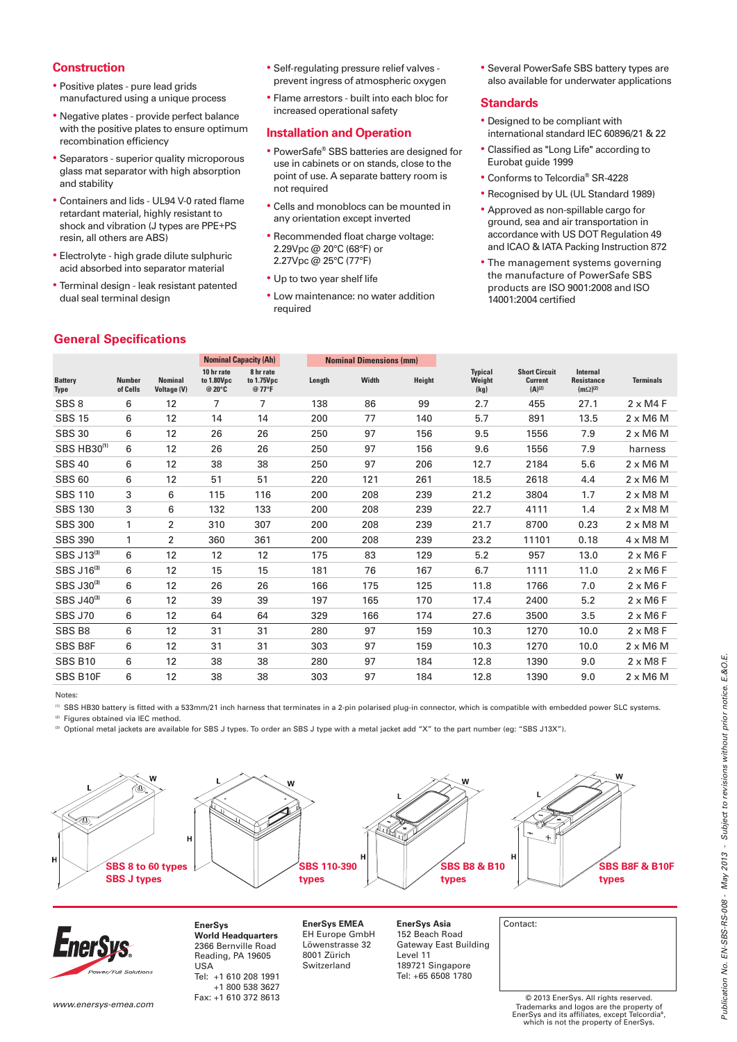## Construction

- Positive plates - pure lead grids manufactured using a unique process
- Negative plates - provide perfect balance with the positive plates to ensure optimum recombination efficiency
- Separators - superior quality microporous glass mat separator with high absorption and stability
- Containers and lids - UL94 V-0 rated flame retardant material, highly resistant to shock and vibration (J types are PPE+PS resin, all others are ABS)
- Electrolyte - high grade dilute sulphuric acid absorbed into separator material
- Terminal design - leak resistant patented dual seal terminal design
- Self-regulating pressure relief valves - prevent ingress of atmospheric oxygen
- Flame arrestors - built into each bloc for increased operational safety

## Installation and Operation

- PowerSafe® SBS batteries are designed for use in cabinets or on stands, close to the point of use. A separate battery room is not required
- Cells and monoblocs can be mounted in any orientation except inverted
- Recommended float charge voltage: 2.29Vpc @ 20°C (68°F) or 2.27Vpc @ 25°C (77°F)
- Up to two year shelf life
- Low maintenance: no water addition required
- Several PowerSafe SBS battery types are also available for underwater applications

## Standards

- Designed to be compliant with international standard IEC 60896/21 & 22
- Classified as "Long Life" according to Eurobat guide 1999
- Conforms to Telcordia® SR-4228
- Recognised by UL (UL Standard 1989)
- Approved as non-spillable cargo for ground, sea and air transportation in accordance with US DOT Regulation 49 and ICAO & IATA Packing Instruction 872
- The management systems governing the manufacture of PowerSafe SBS products are ISO 9001:2008 and ISO 14001:2004 certified

## General Specifications

| Battery Type | Number of Cells | Nominal Voltage (V) | Nominal Capacity (Ah) 10 hr rate to 1.80Vpc @ 20°C | Nominal Capacity (Ah) 8 hr rate to 1.75Vpc @ 77°F | Nominal Dimensions (mm) Length | Nominal Dimensions (mm) Width | Nominal Dimensions (mm) Height | Typical Weight (kg) | Short Circuit Current (A)[2] | Internal Resistance (mΩ)[2] | Terminals |
|---|---|---|---|---|---|---|---|---|---|---|---|
| SBS 8 | 6 | 12 | 7 | 7 | 138 | 86 | 99 | 2.7 | 455 | 27.1 | 2 x M4 F |
| SBS 15 | 6 | 12 | 14 | 14 | 200 | 77 | 140 | 5.7 | 891 | 13.5 | 2 x M6 M |
| SBS 30 | 6 | 12 | 26 | 26 | 250 | 97 | 156 | 9.5 | 1556 | 7.9 | 2 x M6 M |
| SBS HB30[1] | 6 | 12 | 26 | 26 | 250 | 97 | 156 | 9.6 | 1556 | 7.9 | harness |
| SBS 40 | 6 | 12 | 38 | 38 | 250 | 97 | 206 | 12.7 | 2184 | 5.6 | 2 x M6 M |
| SBS 60 | 6 | 12 | 51 | 51 | 220 | 121 | 261 | 18.5 | 2618 | 4.4 | 2 x M6 M |
| SBS 110 | 3 | 6 | 115 | 116 | 200 | 208 | 239 | 21.2 | 3804 | 1.7 | 2 x M8 M |
| SBS 130 | 3 | 6 | 132 | 133 | 200 | 208 | 239 | 22.7 | 4111 | 1.4 | 2 x M8 M |
| SBS 300 | 1 | 2 | 310 | 307 | 200 | 208 | 239 | 21.7 | 8700 | 0.23 | 2 x M8 M |
| SBS 390 | 1 | 2 | 360 | 361 | 200 | 208 | 239 | 23.2 | 11101 | 0.18 | 4 x M8 M |
| SBS J13[3] | 6 | 12 | 12 | 12 | 175 | 83 | 129 | 5.2 | 957 | 13.0 | 2 x M6 F |
| SBS J16[3] | 6 | 12 | 15 | 15 | 181 | 76 | 167 | 6.7 | 1111 | 11.0 | 2 x M6 F |
| SBS J30[3] | 6 | 12 | 26 | 26 | 166 | 175 | 125 | 11.8 | 1766 | 7.0 | 2 x M6 F |
| SBS J40[3] | 6 | 12 | 39 | 39 | 197 | 165 | 170 | 17.4 | 2400 | 5.2 | 2 x M6 F |
| SBS J70 | 6 | 12 | 64 | 64 | 329 | 166 | 174 | 27.6 | 3500 | 3.5 | 2 x M6 F |
| SBS B8 | 6 | 12 | 31 | 31 | 280 | 97 | 159 | 10.3 | 1270 | 10.0 | 2 x M8 F |
| SBS B8F | 6 | 12 | 31 | 31 | 303 | 97 | 159 | 10.3 | 1270 | 10.0 | 2 x M6 M |
| SBS B10 | 6 | 12 | 38 | 38 | 280 | 97 | 184 | 12.8 | 1390 | 9.0 | 2 x M8 F |
| SBS B10F | 6 | 12 | 38 | 38 | 303 | 97 | 184 | 12.8 | 1390 | 9.0 | 2 x M6 M |

Notes:

[1] SBS HB30 battery is fitted with a 533mm/21 inch harness that terminates in a 2-pin polarised plug-in connector, which is compatible with embedded power SLC systems.

[2] Figures obtained via IEC method.

[3] Optional metal jackets are available for SBS J types. To order an SBS J type with a metal jacket add "X" to the part number (eg: "SBS J13X").

L W H
SBS 8 to 60 types
SBS J types

L W H
SBS 110-390 types

L W H
SBS B8 & B10 types

L W H
SBS B8F & B10F types

EnerSys Power/Full Solutions

www.enersys-emea.com

**EnerSys**
**World Headquarters**
2366 Bernville Road
Reading, PA 19605
USA
Tel: +1 610 208 1991
+1 800 538 3627
Fax: +1 610 372 8613

**EnerSys EMEA**
EH Europe GmbH
Löwenstrasse 32
8001 Zürich
Switzerland

**EnerSys Asia**
152 Beach Road
Gateway East Building
Level 11
189721 Singapore
Tel: +65 6508 1780

Contact:

© 2013 EnerSys. All rights reserved. Trademarks and logos are the property of EnerSys and its affiliates, except Telcordia®, which is not the property of EnerSys.

Publication No. EN-SBS-RS-008 - May 2013 - Subject to revisions without prior notice. E.&O.E.